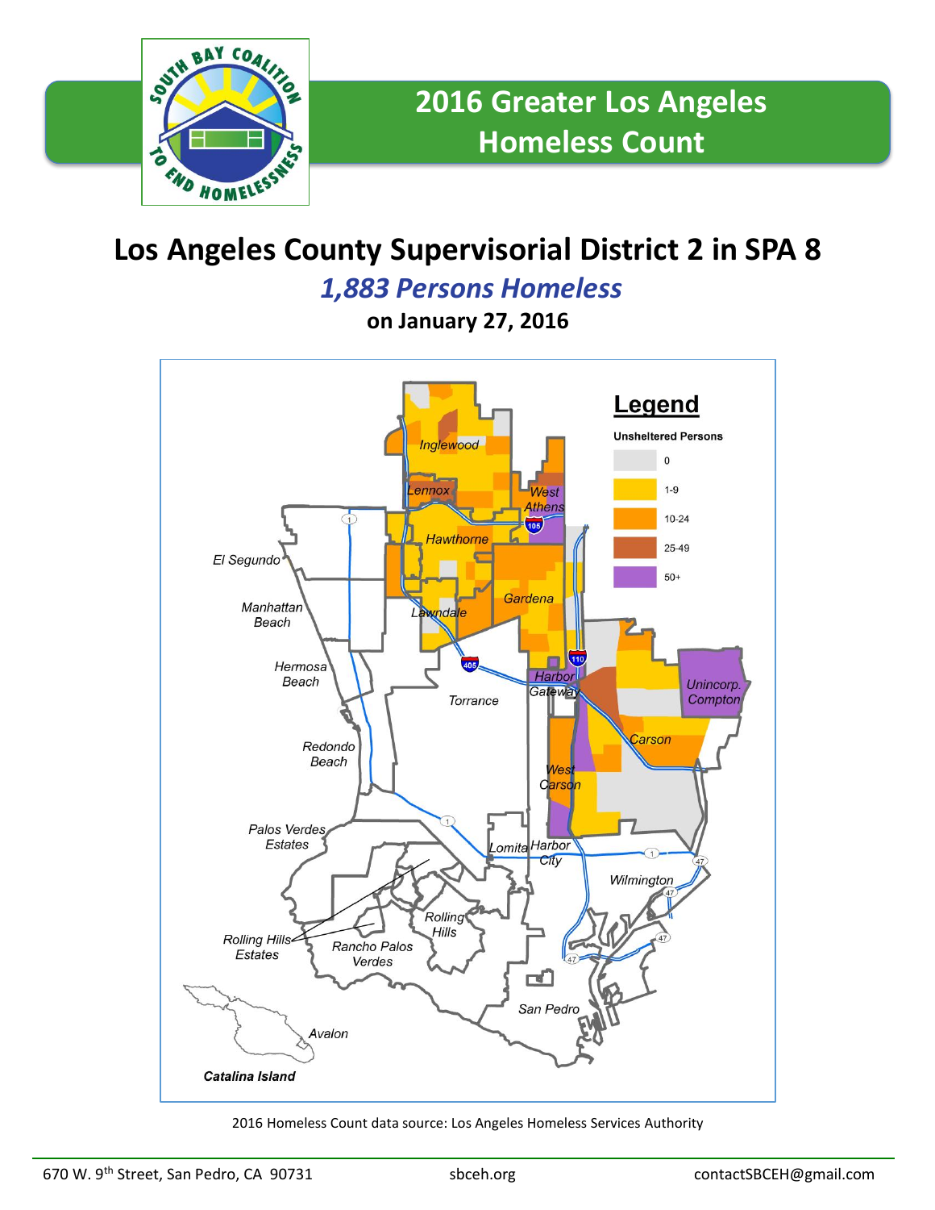# 2016 Greater Los Angeles Homeless Count

## Los Angeles County Supervisorial District 2 in SPA 8

### *1,883 Persons Homeless*

**on January 27, 2016**

**Legend**

**Unsheltered Persons**

- 0
- 1-9
- 10-24
- 25-49
- 50+

Inglewood, Lennox, West Athens, Hawthorne, El Segundo, Manhattan Beach, Lawndale, Gardena, Hermosa Beach, Torrance, Harbor Gateway, Unincorp. Compton, Carson, Redondo Beach, West Carson, Palos Verdes Estates, Lomita, Harbor City, Wilmington, Rolling Hills, Rolling Hills Estates, Rancho Palos Verdes, San Pedro, Avalon, Catalina Island

2016 Homeless Count data source: Los Angeles Homeless Services Authority

670 W. 9th Street, San Pedro, CA 90731 | sbceh.org | contactSBCEH@gmail.com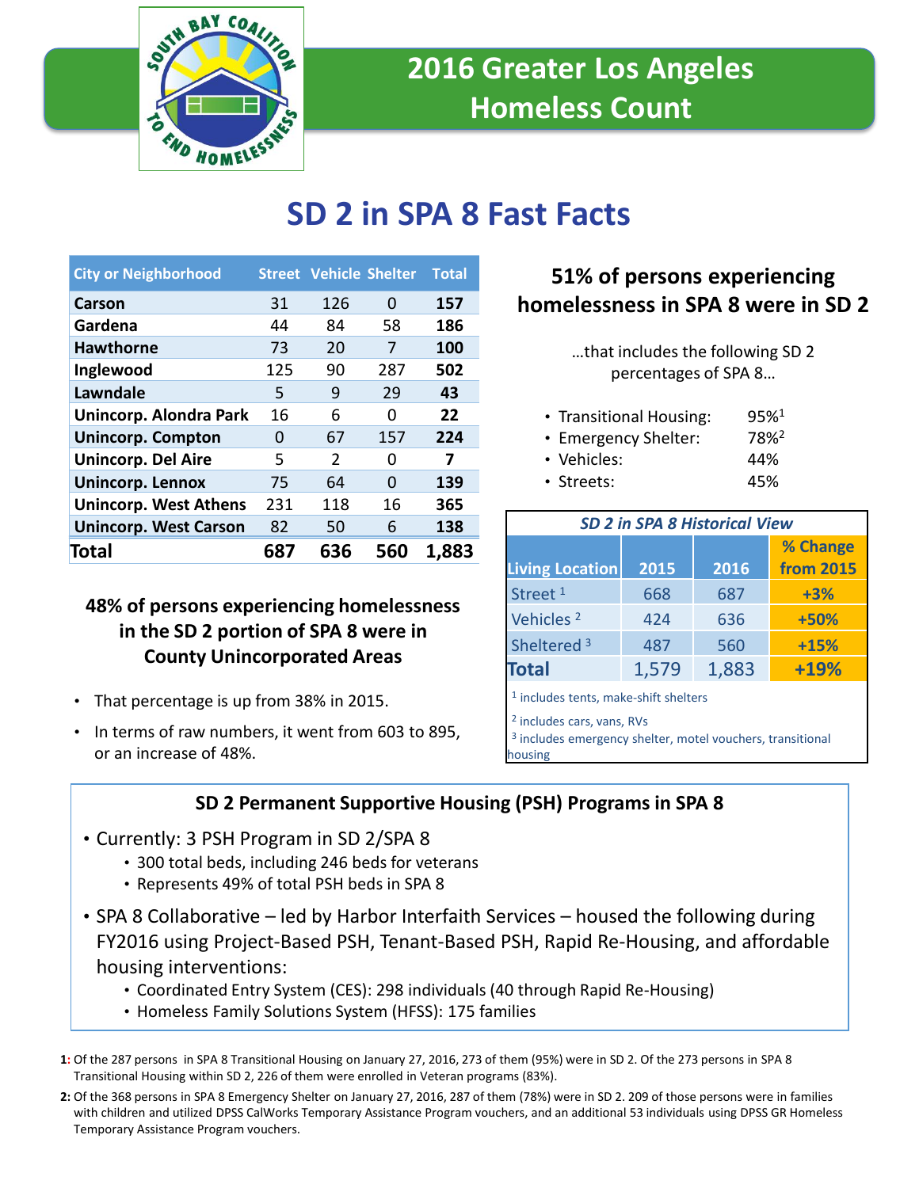# 2016 Greater Los Angeles Homeless Count

## SD 2 in SPA 8 Fast Facts

| City or Neighborhood | Street | Vehicle | Shelter | Total |
|---|---|---|---|---|
| **Carson** | 31 | 126 | 0 | **157** |
| **Gardena** | 44 | 84 | 58 | **186** |
| **Hawthorne** | 73 | 20 | 7 | **100** |
| **Inglewood** | 125 | 90 | 287 | **502** |
| **Lawndale** | 5 | 9 | 29 | **43** |
| **Unincorp. Alondra Park** | 16 | 6 | 0 | **22** |
| **Unincorp. Compton** | 0 | 67 | 157 | **224** |
| **Unincorp. Del Aire** | 5 | 2 | 0 | **7** |
| **Unincorp. Lennox** | 75 | 64 | 0 | **139** |
| **Unincorp. West Athens** | 231 | 118 | 16 | **365** |
| **Unincorp. West Carson** | 82 | 50 | 6 | **138** |
| **Total** | **687** | **636** | **560** | **1,883** |

### 48% of persons experiencing homelessness in the SD 2 portion of SPA 8 were in County Unincorporated Areas

- That percentage is up from 38% in 2015.
- In terms of raw numbers, it went from 603 to 895, or an increase of 48%.

### 51% of persons experiencing homelessness in SPA 8 were in SD 2

…that includes the following SD 2 percentages of SPA 8…

- Transitional Housing: 95%[1]
- Emergency Shelter: 78%[2]
- Vehicles: 44%
- Streets: 45%

*SD 2 in SPA 8 Historical View*

| Living Location | 2015 | 2016 | % Change from 2015 |
|---|---|---|---|
| Street [1] | 668 | 687 | **+3%** |
| Vehicles [2] | 424 | 636 | **+50%** |
| Sheltered [3] | 487 | 560 | **+15%** |
| **Total** | 1,579 | 1,883 | **+19%** |

[1] includes tents, make-shift shelters

[2] includes cars, vans, RVs

[3] includes emergency shelter, motel vouchers, transitional housing

### SD 2 Permanent Supportive Housing (PSH) Programs in SPA 8

- Currently: 3 PSH Program in SD 2/SPA 8
  - 300 total beds, including 246 beds for veterans
  - Represents 49% of total PSH beds in SPA 8
- SPA 8 Collaborative – led by Harbor Interfaith Services – housed the following during FY2016 using Project-Based PSH, Tenant-Based PSH, Rapid Re-Housing, and affordable housing interventions:
  - Coordinated Entry System (CES): 298 individuals (40 through Rapid Re-Housing)
  - Homeless Family Solutions System (HFSS): 175 families

**1:** Of the 287 persons in SPA 8 Transitional Housing on January 27, 2016, 273 of them (95%) were in SD 2. Of the 273 persons in SPA 8 Transitional Housing within SD 2, 226 of them were enrolled in Veteran programs (83%).

**2:** Of the 368 persons in SPA 8 Emergency Shelter on January 27, 2016, 287 of them (78%) were in SD 2. 209 of those persons were in families with children and utilized DPSS CalWorks Temporary Assistance Program vouchers, and an additional 53 individuals using DPSS GR Homeless Temporary Assistance Program vouchers.